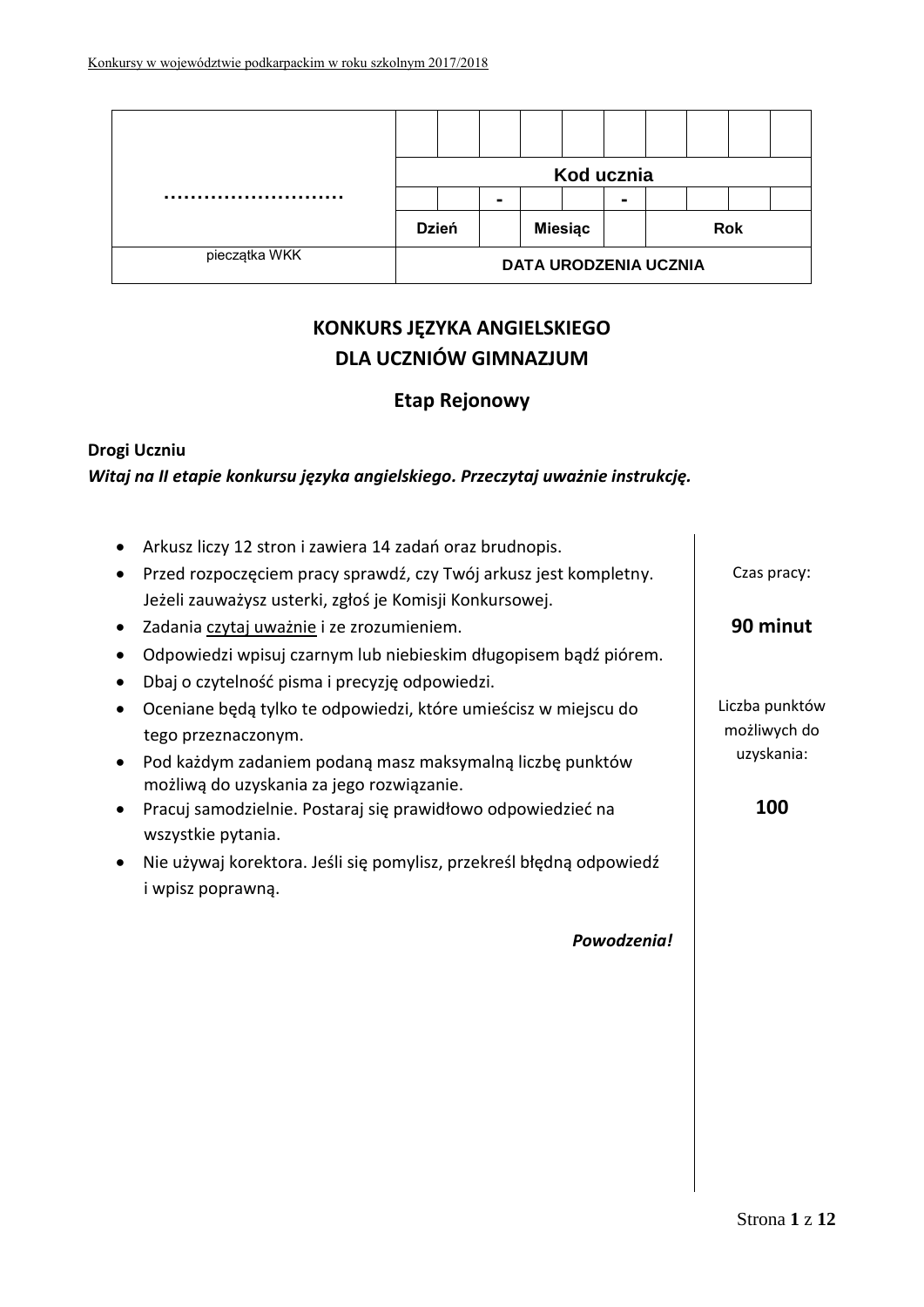| ……………………… | | | | | | | | | | |
|---|---|---|---|---|---|---|---|---|---|---|
| | **Kod ucznia** | | | | | | | | | |
| | | | - | | | - | | | | |
| | **Dzień** | | **Miesiąc** | | | **Rok** | | | | |
| pieczątka WKK | **DATA URODZENIA UCZNIA** | | | | | | | | | |

# KONKURS JĘZYKA ANGIELSKIEGO DLA UCZNIÓW GIMNAZJUM

## Etap Rejonowy

**Drogi Uczniu**

***Witaj na II etapie konkursu języka angielskiego. Przeczytaj uważnie instrukcję.***

- Arkusz liczy 12 stron i zawiera 14 zadań oraz brudnopis.
- Przed rozpoczęciem pracy sprawdź, czy Twój arkusz jest kompletny. Jeżeli zauważysz usterki, zgłoś je Komisji Konkursowej.
- Zadania czytaj uważnie i ze zrozumieniem.
- Odpowiedzi wpisuj czarnym lub niebieskim długopisem bądź piórem.
- Dbaj o czytelność pisma i precyzję odpowiedzi.
- Oceniane będą tylko te odpowiedzi, które umieścisz w miejscu do tego przeznaczonym.
- Pod każdym zadaniem podaną masz maksymalną liczbę punktów możliwą do uzyskania za jego rozwiązanie.
- Pracuj samodzielnie. Postaraj się prawidłowo odpowiedzieć na wszystkie pytania.
- Nie używaj korektora. Jeśli się pomylisz, przekreśl błędną odpowiedź i wpisz poprawną.

***Powodzenia!***

Czas pracy:

**90 minut**

Liczba punktów możliwych do uzyskania:

**100**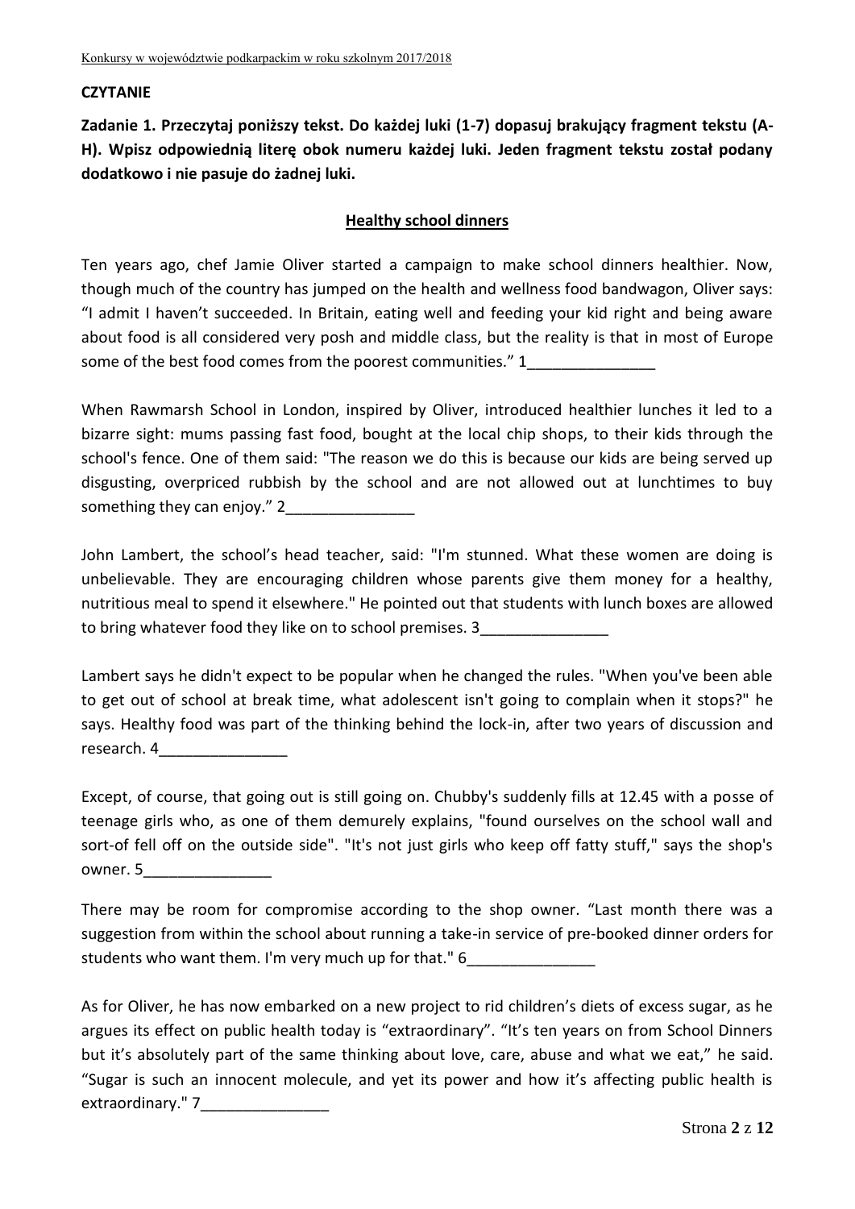**CZYTANIE**

**Zadanie 1. Przeczytaj poniższy tekst. Do każdej luki (1-7) dopasuj brakujący fragment tekstu (A-H). Wpisz odpowiednią literę obok numeru każdej luki. Jeden fragment tekstu został podany dodatkowo i nie pasuje do żadnej luki.**

## Healthy school dinners

Ten years ago, chef Jamie Oliver started a campaign to make school dinners healthier. Now, though much of the country has jumped on the health and wellness food bandwagon, Oliver says: "I admit I haven't succeeded. In Britain, eating well and feeding your kid right and being aware about food is all considered very posh and middle class, but the reality is that in most of Europe some of the best food comes from the poorest communities." 1_______________

When Rawmarsh School in London, inspired by Oliver, introduced healthier lunches it led to a bizarre sight: mums passing fast food, bought at the local chip shops, to their kids through the school's fence. One of them said: "The reason we do this is because our kids are being served up disgusting, overpriced rubbish by the school and are not allowed out at lunchtimes to buy something they can enjoy." 2_______________

John Lambert, the school's head teacher, said: "I'm stunned. What these women are doing is unbelievable. They are encouraging children whose parents give them money for a healthy, nutritious meal to spend it elsewhere." He pointed out that students with lunch boxes are allowed to bring whatever food they like on to school premises. 3_______________

Lambert says he didn't expect to be popular when he changed the rules. "When you've been able to get out of school at break time, what adolescent isn't going to complain when it stops?" he says. Healthy food was part of the thinking behind the lock-in, after two years of discussion and research. 4_______________

Except, of course, that going out is still going on. Chubby's suddenly fills at 12.45 with a posse of teenage girls who, as one of them demurely explains, "found ourselves on the school wall and sort-of fell off on the outside side". "It's not just girls who keep off fatty stuff," says the shop's owner. 5_______________

There may be room for compromise according to the shop owner. "Last month there was a suggestion from within the school about running a take-in service of pre-booked dinner orders for students who want them. I'm very much up for that." 6_______________

As for Oliver, he has now embarked on a new project to rid children's diets of excess sugar, as he argues its effect on public health today is "extraordinary". "It's ten years on from School Dinners but it's absolutely part of the same thinking about love, care, abuse and what we eat," he said. "Sugar is such an innocent molecule, and yet its power and how it's affecting public health is extraordinary." 7_______________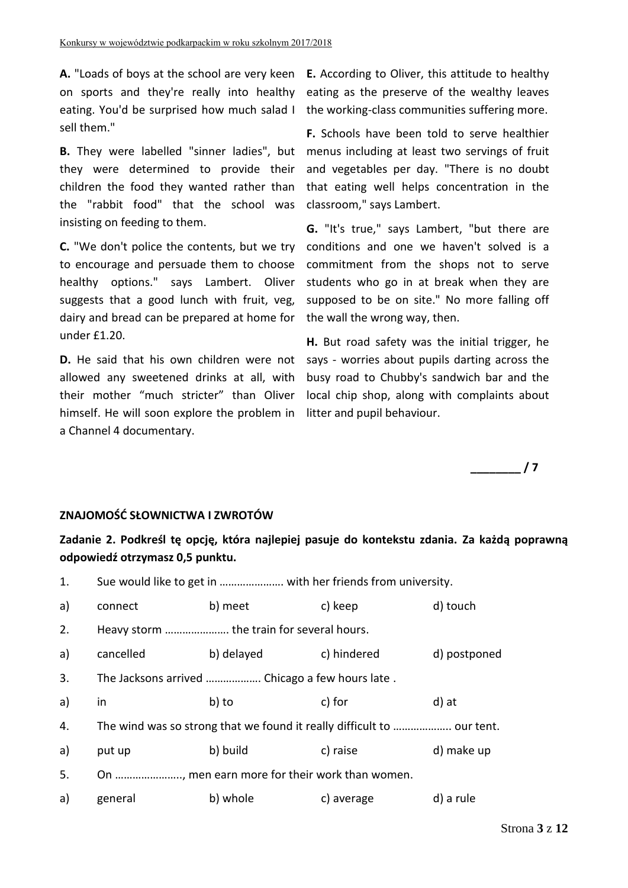**A.** "Loads of boys at the school are very keen on sports and they're really into healthy eating. You'd be surprised how much salad I sell them."

**B.** They were labelled "sinner ladies", but they were determined to provide their children the food they wanted rather than the "rabbit food" that the school was insisting on feeding to them.

**C.** "We don't police the contents, but we try to encourage and persuade them to choose healthy options." says Lambert. Oliver suggests that a good lunch with fruit, veg, dairy and bread can be prepared at home for under £1.20.

**D.** He said that his own children were not allowed any sweetened drinks at all, with their mother "much stricter" than Oliver himself. He will soon explore the problem in a Channel 4 documentary.

**E.** According to Oliver, this attitude to healthy eating as the preserve of the wealthy leaves the working-class communities suffering more.

**F.** Schools have been told to serve healthier menus including at least two servings of fruit and vegetables per day. "There is no doubt that eating well helps concentration in the classroom," says Lambert.

**G.** "It's true," says Lambert, "but there are conditions and one we haven't solved is a commitment from the shops not to serve students who go in at break when they are supposed to be on site." No more falling off the wall the wrong way, then.

**H.** But road safety was the initial trigger, he says - worries about pupils darting across the busy road to Chubby's sandwich bar and the local chip shop, along with complaints about litter and pupil behaviour.

**________ / 7**

**ZNAJOMOŚĆ SŁOWNICTWA I ZWROTÓW**

**Zadanie 2. Podkreśl tę opcję, która najlepiej pasuje do kontekstu zdania. Za każdą poprawną odpowiedź otrzymasz 0,5 punktu.**

1. Sue would like to get in …………………. with her friends from university.

a) connect b) meet c) keep d) touch

2. Heavy storm …………………. the train for several hours.

a) cancelled b) delayed c) hindered d) postponed

3. The Jacksons arrived ……………… Chicago a few hours late .

a) in b) to c) for d) at

4. The wind was so strong that we found it really difficult to ……………….. our tent.

a) put up b) build c) raise d) make up

5. On ………………….., men earn more for their work than women.

a) general b) whole c) average d) a rule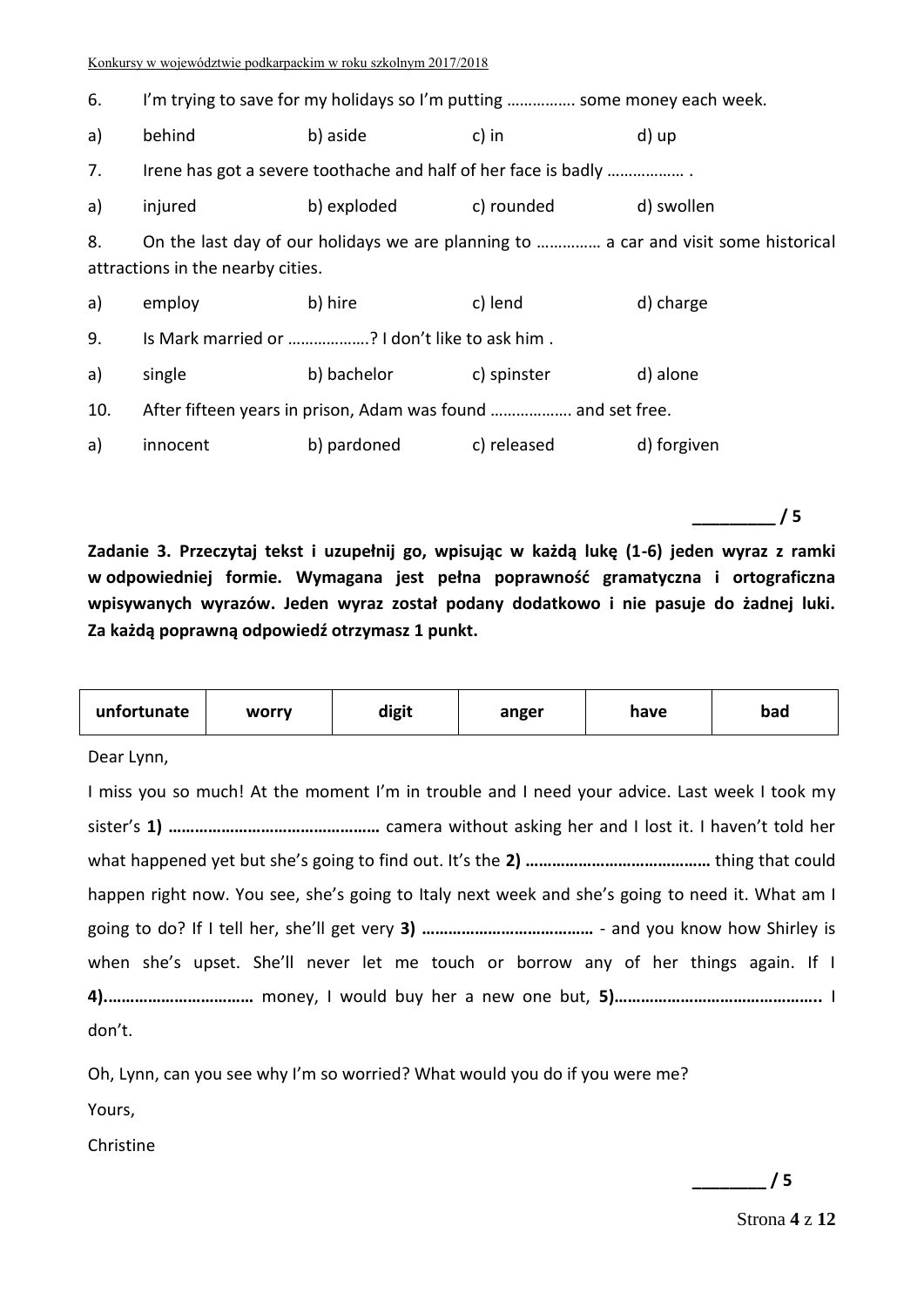6. I'm trying to save for my holidays so I'm putting ……………. some money each week.

a) behind  b) aside  c) in  d) up

7. Irene has got a severe toothache and half of her face is badly ……………… .

a) injured  b) exploded  c) rounded  d) swollen

8. On the last day of our holidays we are planning to ………….. a car and visit some historical attractions in the nearby cities.

a) employ  b) hire  c) lend  d) charge

9. Is Mark married or ………………? I don't like to ask him .

a) single  b) bachelor  c) spinster  d) alone

10. After fifteen years in prison, Adam was found ………………. and set free.

a) innocent  b) pardoned  c) released  d) forgiven

_________ / 5

**Zadanie 3. Przeczytaj tekst i uzupełnij go, wpisując w każdą lukę (1-6) jeden wyraz z ramki w odpowiedniej formie. Wymagana jest pełna poprawność gramatyczna i ortograficzna wpisywanych wyrazów. Jeden wyraz został podany dodatkowo i nie pasuje do żadnej luki. Za każdą poprawną odpowiedź otrzymasz 1 punkt.**

| unfortunate | worry | digit | anger | have | bad |
|---|---|---|---|---|---|

Dear Lynn,

I miss you so much! At the moment I'm in trouble and I need your advice. Last week I took my sister's **1) …………………………………………** camera without asking her and I lost it. I haven't told her what happened yet but she's going to find out. It's the **2) ……………………………………** thing that could happen right now. You see, she's going to Italy next week and she's going to need it. What am I going to do? If I tell her, she'll get very **3) …………………………………** - and you know how Shirley is when she's upset. She'll never let me touch or borrow any of her things again. If I **4).……………………………** money, I would buy her a new one but, **5)……………………………………….** I don't.

Oh, Lynn, can you see why I'm so worried? What would you do if you were me?

Yours,

Christine

________ / 5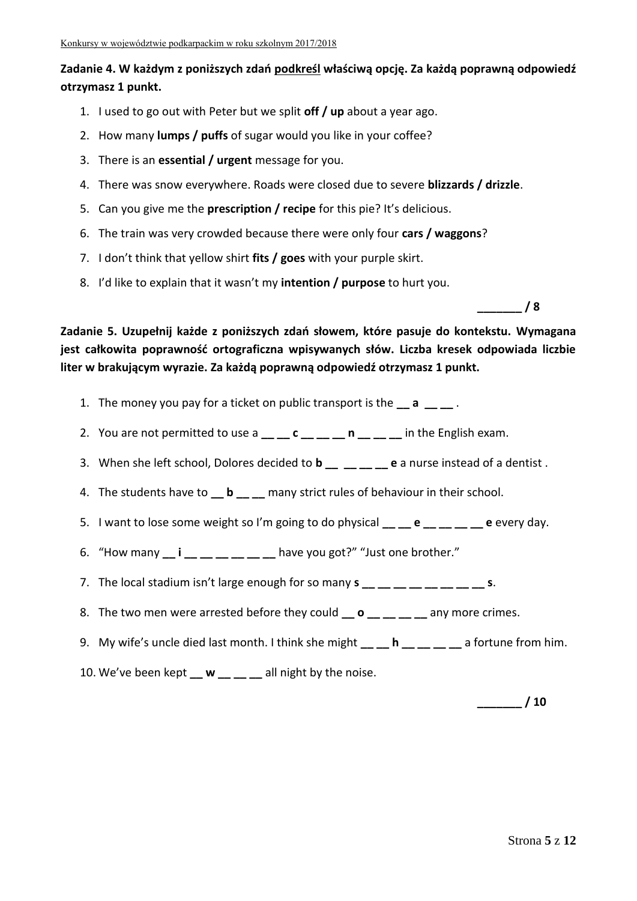**Zadanie 4. W każdym z poniższych zdań <u>podkreśl</u> właściwą opcję. Za każdą poprawną odpowiedź otrzymasz 1 punkt.**

1. I used to go out with Peter but we split **off / up** about a year ago.
2. How many **lumps / puffs** of sugar would you like in your coffee?
3. There is an **essential / urgent** message for you.
4. There was snow everywhere. Roads were closed due to severe **blizzards / drizzle**.
5. Can you give me the **prescription / recipe** for this pie? It's delicious.
6. The train was very crowded because there were only four **cars / waggons**?
7. I don't think that yellow shirt **fits / goes** with your purple skirt.
8. I'd like to explain that it wasn't my **intention / purpose** to hurt you.

**_______ / 8**

**Zadanie 5. Uzupełnij każde z poniższych zdań słowem, które pasuje do kontekstu. Wymagana jest całkowita poprawność ortograficzna wpisywanych słów. Liczba kresek odpowiada liczbie liter w brakującym wyrazie. Za każdą poprawną odpowiedź otrzymasz 1 punkt.**

1. The money you pay for a ticket on public transport is the __ **a** __ __ .
2. You are not permitted to use a __ __ **c** __ __ __ **n** __ __ __ in the English exam.
3. When she left school, Dolores decided to **b** __ __ __ __ **e** a nurse instead of a dentist .
4. The students have to __ **b** __ __ many strict rules of behaviour in their school.
5. I want to lose some weight so I'm going to do physical __ __ **e** __ __ __ __ **e** every day.
6. "How many __ **i** __ __ __ __ __ __ have you got?" "Just one brother."
7. The local stadium isn't large enough for so many **s** __ __ __ __ __ __ __ __ **s**.
8. The two men were arrested before they could __ **o** __ __ __ __ any more crimes.
9. My wife's uncle died last month. I think she might __ __ **h** __ __ __ __ a fortune from him.
10. We've been kept __ **w** __ __ __ all night by the noise.

**_______ / 10**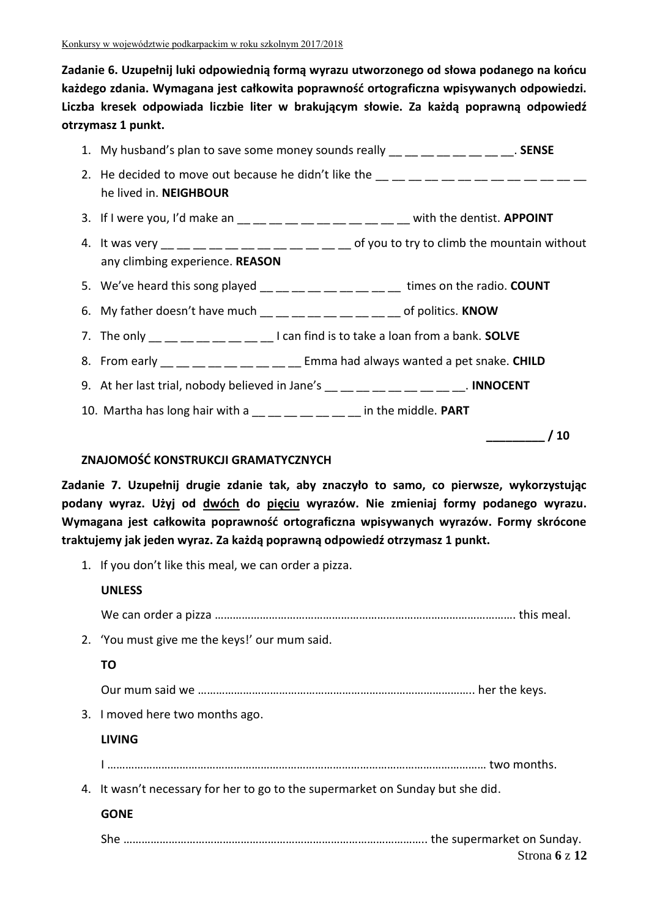**Zadanie 6. Uzupełnij luki odpowiednią formą wyrazu utworzonego od słowa podanego na końcu każdego zdania. Wymagana jest całkowita poprawność ortograficzna wpisywanych odpowiedzi. Liczba kresek odpowiada liczbie liter w brakującym słowie. Za każdą poprawną odpowiedź otrzymasz 1 punkt.**

1. My husband's plan to save some money sounds really __ __ __ __ __ __ __ __. **SENSE**
2. He decided to move out because he didn't like the __ __ __ __ __ __ __ __ __ __ __ __ __ he lived in. **NEIGHBOUR**
3. If I were you, I'd make an __ __ __ __ __ __ __ __ __ __ __ with the dentist. **APPOINT**
4. It was very __ __ __ __ __ __ __ __ __ __ __ __ of you to try to climb the mountain without any climbing experience. **REASON**
5. We've heard this song played __ __ __ __ __ __ __ __ __ times on the radio. **COUNT**
6. My father doesn't have much __ __ __ __ __ __ __ __ __ of politics. **KNOW**
7. The only __ __ __ __ __ __ __ __ I can find is to take a loan from a bank. **SOLVE**
8. From early __ __ __ __ __ __ __ __ __ Emma had always wanted a pet snake. **CHILD**
9. At her last trial, nobody believed in Jane's __ __ __ __ __ __ __ __ __. **INNOCENT**
10. Martha has long hair with a __ __ __ __ __ __ __ in the middle. **PART**

**_________ / 10**

## ZNAJOMOŚĆ KONSTRUKCJI GRAMATYCZNYCH

**Zadanie 7. Uzupełnij drugie zdanie tak, aby znaczyło to samo, co pierwsze, wykorzystując podany wyraz. Użyj od dwóch do pięciu wyrazów. Nie zmieniaj formy podanego wyrazu. Wymagana jest całkowita poprawność ortograficzna wpisywanych wyrazów. Formy skrócone traktujemy jak jeden wyraz. Za każdą poprawną odpowiedź otrzymasz 1 punkt.**

1. If you don't like this meal, we can order a pizza.

   **UNLESS**

   We can order a pizza …………………………………………………………………………………………. this meal.

2. 'You must give me the keys!' our mum said.

   **TO**

   Our mum said we ………………………………………………………………………………. her the keys.

3. I moved here two months ago.

   **LIVING**

   I ……………………………………………………………………………………………………………… two months.

4. It wasn't necessary for her to go to the supermarket on Sunday but she did.

   **GONE**

   She ………………………………………………………………………………………. the supermarket on Sunday.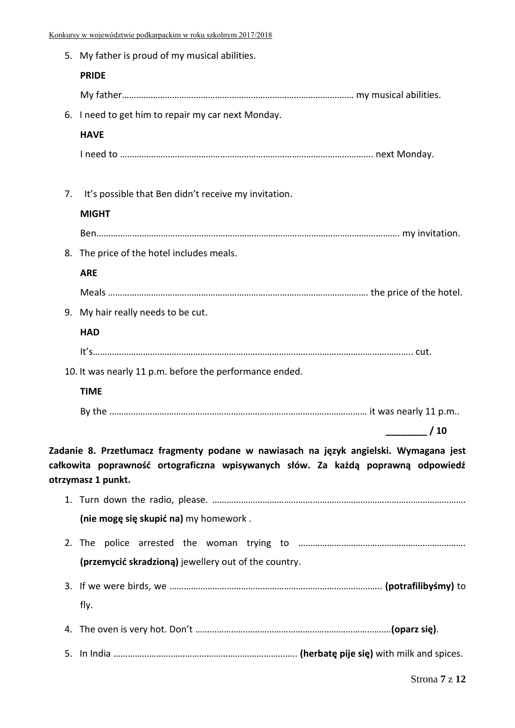5. My father is proud of my musical abilities.

   **PRIDE**

   My father……………………………………………………………………………………… my musical abilities.

6. I need to get him to repair my car next Monday.

   **HAVE**

   I need to ……………………………………………………………………………………………. next Monday.

7. It's possible that Ben didn't receive my invitation.

   **MIGHT**

   Ben………………………………………………………………………………………………………………. my invitation.

8. The price of the hotel includes meals.

   **ARE**

   Meals ………………………………………………………………………………………………. the price of the hotel.

9. My hair really needs to be cut.

   **HAD**

   It's……………………………………………………………………………………………………………………….. cut.

10. It was nearly 11 p.m. before the performance ended.

    **TIME**

    By the ……………………………………………………………………………………………… it was nearly 11 p.m..

**________ / 10**

**Zadanie 8. Przetłumacz fragmenty podane w nawiasach na język angielski. Wymagana jest całkowita poprawność ortograficzna wpisywanych słów. Za każdą poprawną odpowiedź otrzymasz 1 punkt.**

1. Turn down the radio, please. ……………………………………………………………………………………………. **(nie mogę się skupić na)** my homework .

2. The police arrested the woman trying to ……………………………………………………………. **(przemycić skradzioną)** jewellery out of the country.

3. If we were birds, we …………………………………………………………………………….. **(potrafilibyśmy)** to fly.

4. The oven is very hot. Don't ……………………………………………………………………….**(oparz się)**.

5. In India …………………………………………………………………. **(herbatę pije się)** with milk and spices.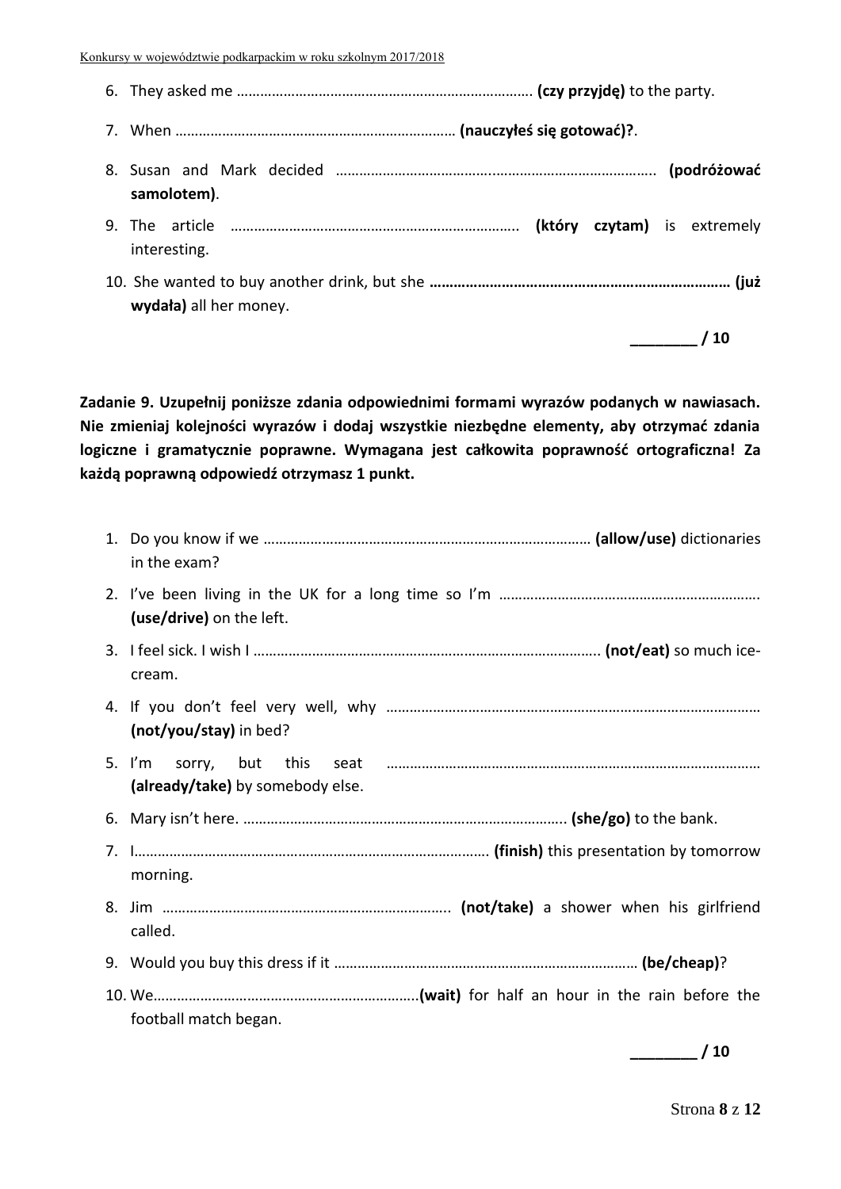6. They asked me ………………………………………………………………… **(czy przyjdę)** to the party.
7. When ……………………………………………………………… **(nauczyłeś się gotować)?**.
8. Susan and Mark decided ………………………………………………………………………… **(podróżować samolotem)**.
9. The article ………………………………………………………………. **(który czytam)** is extremely interesting.
10. She wanted to buy another drink, but she **………………………………………………………………… (już wydała)** all her money.

**________ / 10**

**Zadanie 9. Uzupełnij poniższe zdania odpowiednimi formami wyrazów podanych w nawiasach. Nie zmieniaj kolejności wyrazów i dodaj wszystkie niezbędne elementy, aby otrzymać zdania logiczne i gramatycznie poprawne. Wymagana jest całkowita poprawność ortograficzna! Za każdą poprawną odpowiedź otrzymasz 1 punkt.**

1. Do you know if we ………………………………………………………………………… **(allow/use)** dictionaries in the exam?
2. I've been living in the UK for a long time so I'm …………………………………………………………. **(use/drive)** on the left.
3. I feel sick. I wish I ……………………………………………………………………………. **(not/eat)** so much ice-cream.
4. If you don't feel very well, why …………………………………………………………………………………… **(not/you/stay)** in bed?
5. I'm sorry, but this seat …………………………………………………………………………………… **(already/take)** by somebody else.
6. Mary isn't here. ……………………………………………………………………….. **(she/go)** to the bank.
7. I……………………………………………………………………………… **(finish)** this presentation by tomorrow morning.
8. Jim ……………………………………………………………….. **(not/take)** a shower when his girlfriend called.
9. Would you buy this dress if it …………………………………………………………………… **(be/cheap)**?
10. We………………………………………………………….**(wait)** for half an hour in the rain before the football match began.

**________ / 10**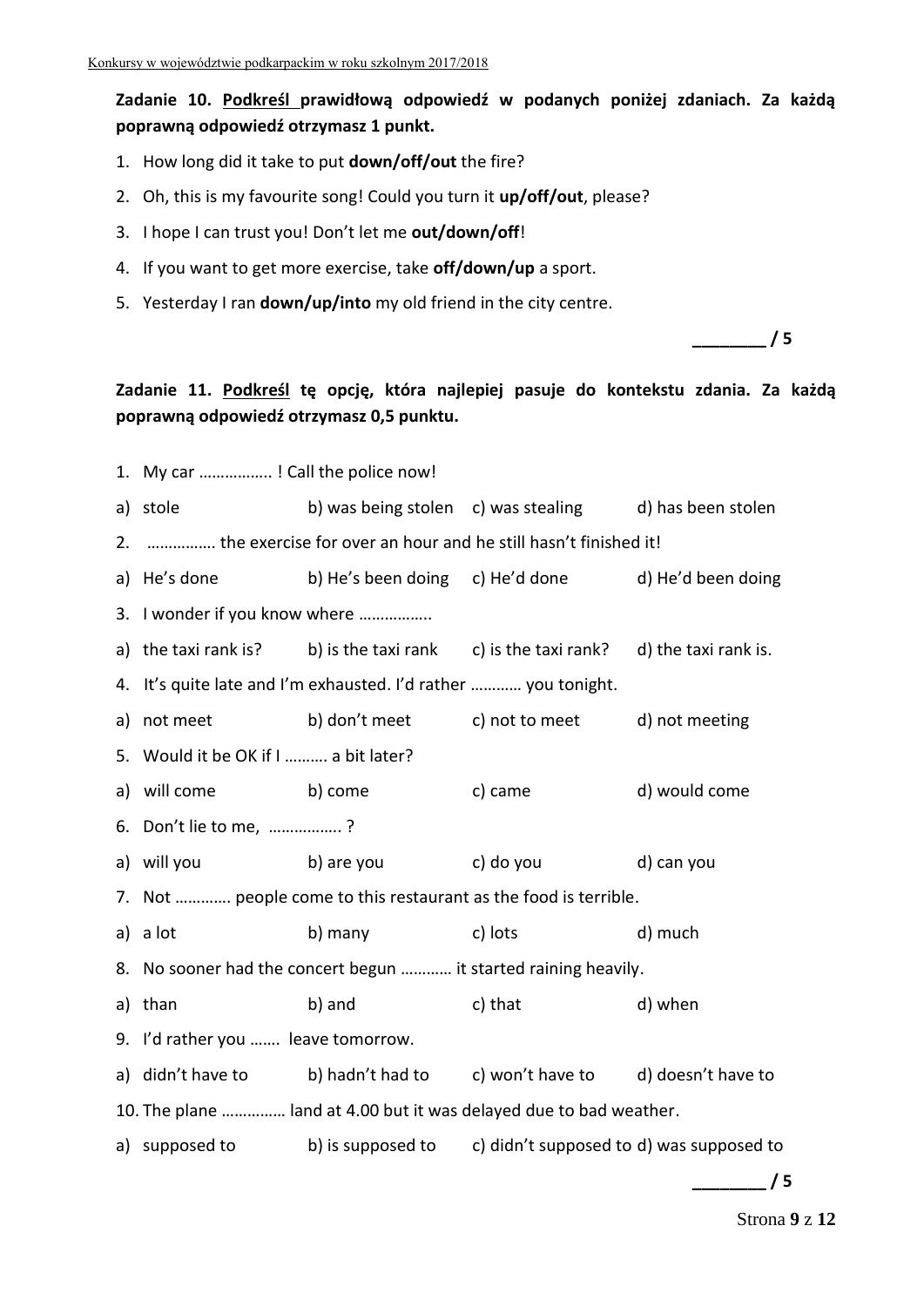**Zadanie 10. Podkreśl prawidłową odpowiedź w podanych poniżej zdaniach. Za każdą poprawną odpowiedź otrzymasz 1 punkt.**

1. How long did it take to put **down/off/out** the fire?
2. Oh, this is my favourite song! Could you turn it **up/off/out**, please?
3. I hope I can trust you! Don't let me **out/down/off**!
4. If you want to get more exercise, take **off/down/up** a sport.
5. Yesterday I ran **down/up/into** my old friend in the city centre.

**________ / 5**

**Zadanie 11. Podkreśl tę opcję, która najlepiej pasuje do kontekstu zdania. Za każdą poprawną odpowiedź otrzymasz 0,5 punktu.**

1. My car …………….. ! Call the police now!

a) stole b) was being stolen c) was stealing d) has been stolen

2. ……………. the exercise for over an hour and he still hasn't finished it!

a) He's done b) He's been doing c) He'd done d) He'd been doing

3. I wonder if you know where ……………..

a) the taxi rank is? b) is the taxi rank c) is the taxi rank? d) the taxi rank is.

4. It's quite late and I'm exhausted. I'd rather ………… you tonight.

a) not meet b) don't meet c) not to meet d) not meeting

5. Would it be OK if I ………. a bit later?

a) will come b) come c) came d) would come

6. Don't lie to me, …………….. ?

a) will you b) are you c) do you d) can you

7. Not ………… people come to this restaurant as the food is terrible.

a) a lot b) many c) lots d) much

8. No sooner had the concert begun ………… it started raining heavily.

a) than b) and c) that d) when

9. I'd rather you ……. leave tomorrow.

a) didn't have to b) hadn't had to c) won't have to d) doesn't have to

10. The plane …………… land at 4.00 but it was delayed due to bad weather.

a) supposed to b) is supposed to c) didn't supposed to d) was supposed to

**________ / 5**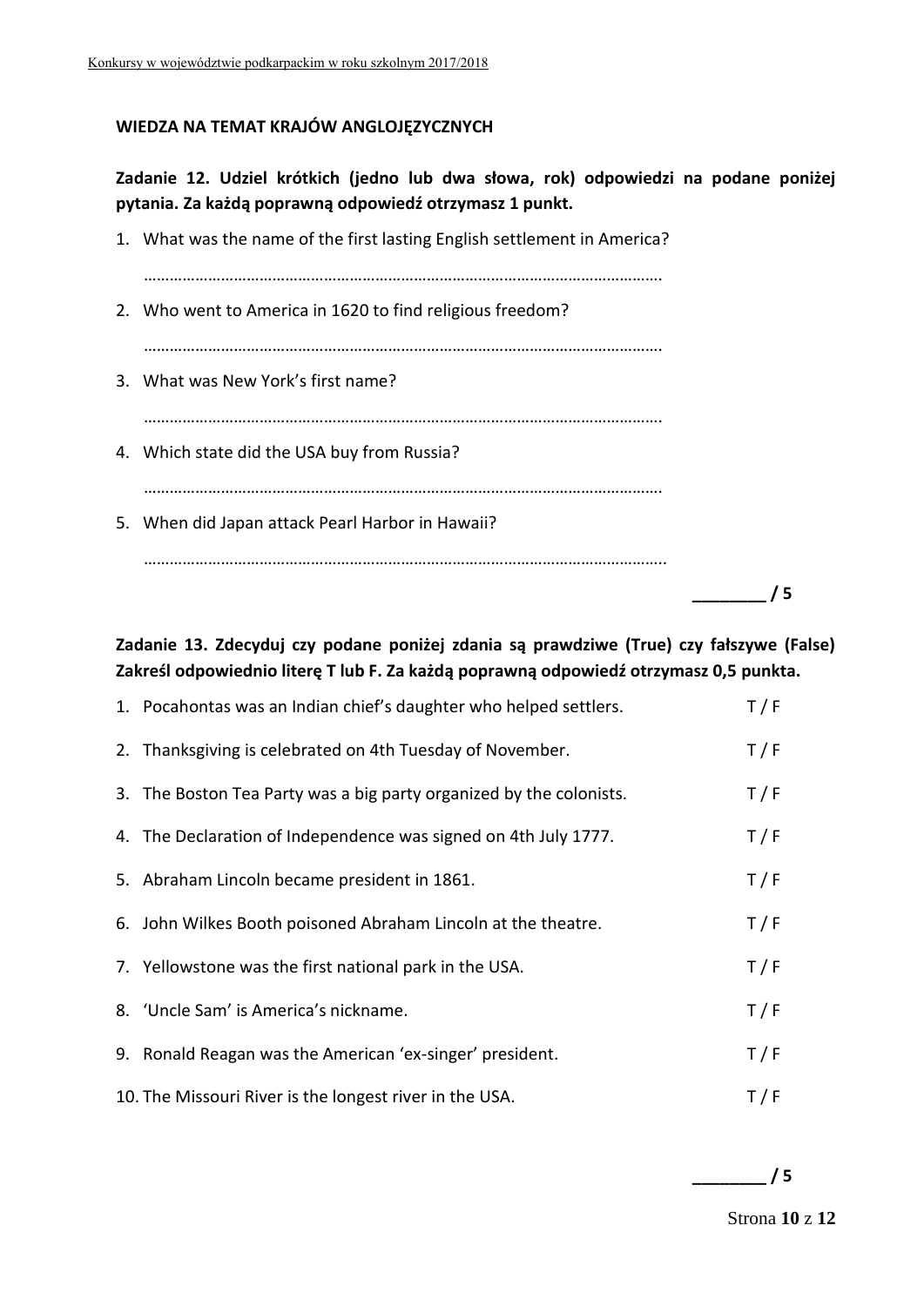**WIEDZA NA TEMAT KRAJÓW ANGLOJĘZYCZNYCH**

**Zadanie 12. Udziel krótkich (jedno lub dwa słowa, rok) odpowiedzi na podane poniżej pytania. Za każdą poprawną odpowiedź otrzymasz 1 punkt.**

1. What was the name of the first lasting English settlement in America?

   …………………………………………………………………………………………………………

2. Who went to America in 1620 to find religious freedom?

   …………………………………………………………………………………………………………

3. What was New York's first name?

   …………………………………………………………………………………………………………

4. Which state did the USA buy from Russia?

   …………………………………………………………………………………………………………

5. When did Japan attack Pearl Harbor in Hawaii?

   …………………………………………………………………………………………………………

**________ / 5**

**Zadanie 13. Zdecyduj czy podane poniżej zdania są prawdziwe (True) czy fałszywe (False) Zakreśl odpowiednio literę T lub F. Za każdą poprawną odpowiedź otrzymasz 0,5 punkta.**

1. Pocahontas was an Indian chief's daughter who helped settlers. T / F
2. Thanksgiving is celebrated on 4th Tuesday of November. T / F
3. The Boston Tea Party was a big party organized by the colonists. T / F
4. The Declaration of Independence was signed on 4th July 1777. T / F
5. Abraham Lincoln became president in 1861. T / F
6. John Wilkes Booth poisoned Abraham Lincoln at the theatre. T / F
7. Yellowstone was the first national park in the USA. T / F
8. 'Uncle Sam' is America's nickname. T / F
9. Ronald Reagan was the American 'ex-singer' president. T / F
10. The Missouri River is the longest river in the USA. T / F

**________ / 5**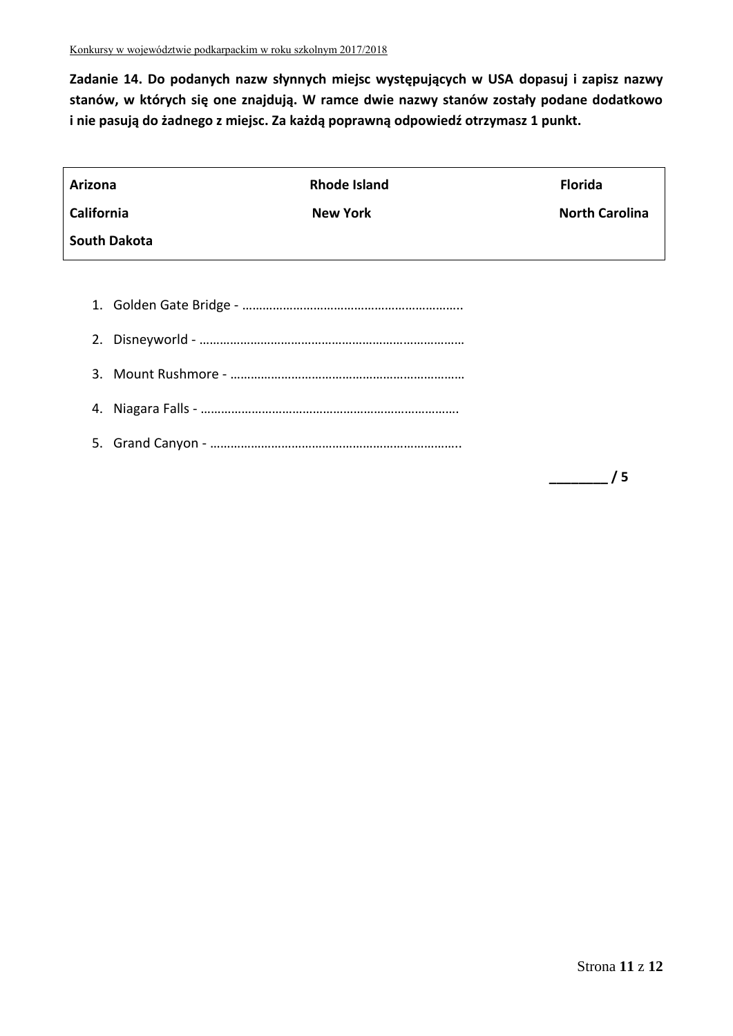**Zadanie 14. Do podanych nazw słynnych miejsc występujących w USA dopasuj i zapisz nazwy stanów, w których się one znajdują. W ramce dwie nazwy stanów zostały podane dodatkowo i nie pasują do żadnego z miejsc. Za każdą poprawną odpowiedź otrzymasz 1 punkt.**

| | | |
|---|---|---|
| **Arizona** | **Rhode Island** | **Florida** |
| **California** | **New York** | **North Carolina** |
| **South Dakota** | | |

1. Golden Gate Bridge - ………………………………………………………..
2. Disneyworld - …………………………………………………………………
3. Mount Rushmore - ……………………………………………………………
4. Niagara Falls - ………………………………………………………………….
5. Grand Canyon - ………………………………………………………………..

**_______ / 5**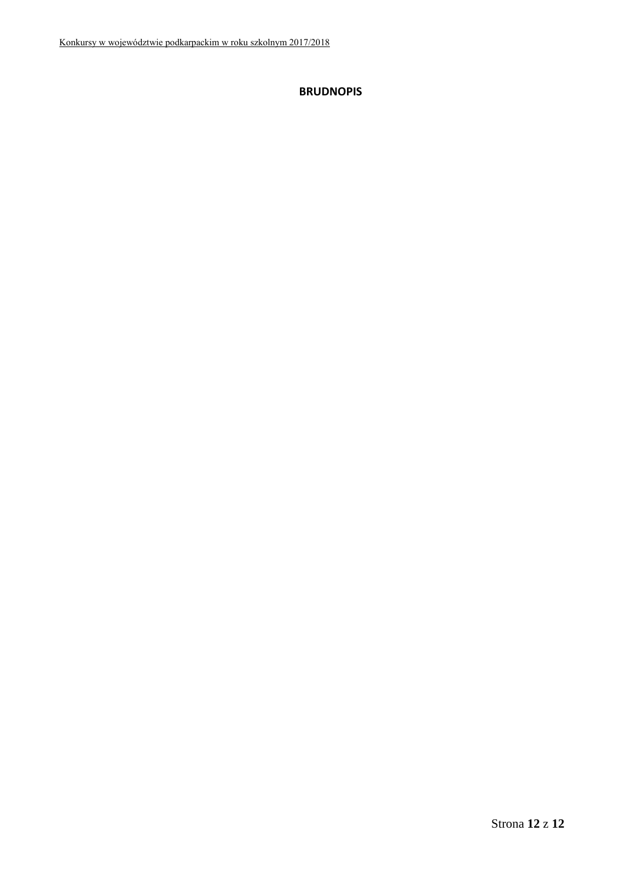**BRUDNOPIS**